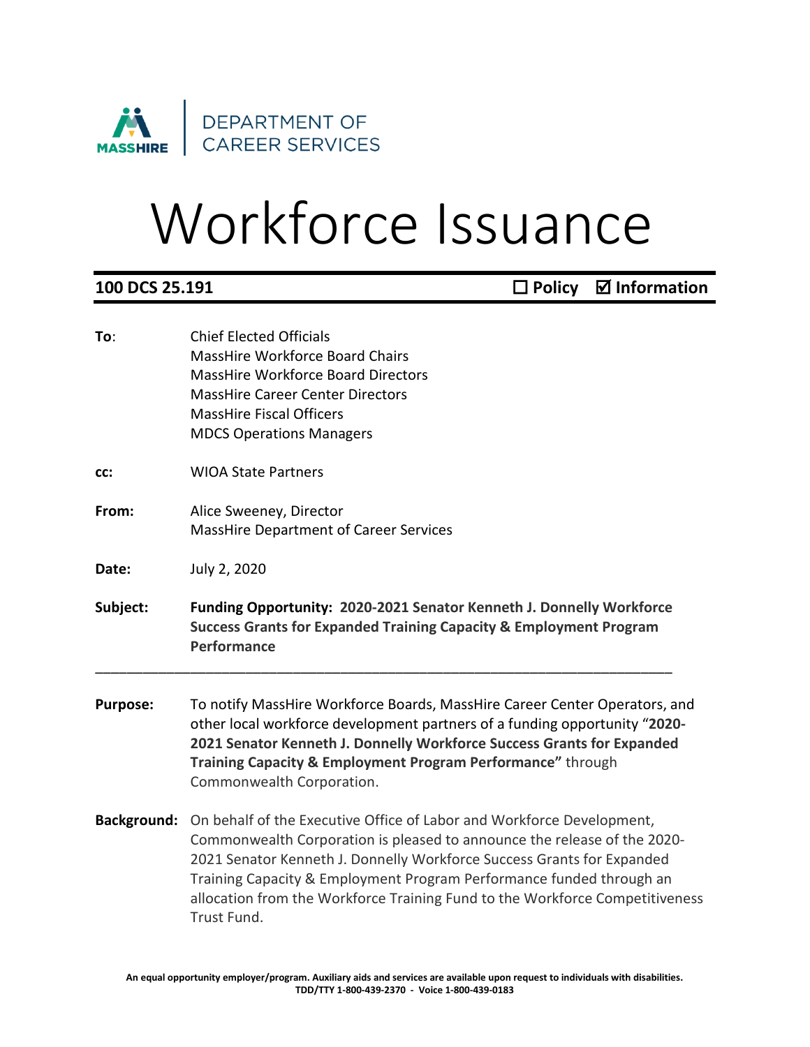MASSHIRE | DEPARTMENT OF CAREER SERVICES

# Workforce Issuance

**100 DCS 25.191** ☐ **Policy** ☑ **Information**

**To**: Chief Elected Officials
MassHire Workforce Board Chairs
MassHire Workforce Board Directors
MassHire Career Center Directors
MassHire Fiscal Officers
MDCS Operations Managers

**cc:** WIOA State Partners

**From:** Alice Sweeney, Director
MassHire Department of Career Services

**Date:** July 2, 2020

**Subject:** **Funding Opportunity: 2020-2021 Senator Kenneth J. Donnelly Workforce Success Grants for Expanded Training Capacity & Employment Program Performance**

---

**Purpose:** To notify MassHire Workforce Boards, MassHire Career Center Operators, and other local workforce development partners of a funding opportunity "**2020-2021 Senator Kenneth J. Donnelly Workforce Success Grants for Expanded Training Capacity & Employment Program Performance"** through Commonwealth Corporation.

**Background:** On behalf of the Executive Office of Labor and Workforce Development, Commonwealth Corporation is pleased to announce the release of the 2020-2021 Senator Kenneth J. Donnelly Workforce Success Grants for Expanded Training Capacity & Employment Program Performance funded through an allocation from the Workforce Training Fund to the Workforce Competitiveness Trust Fund.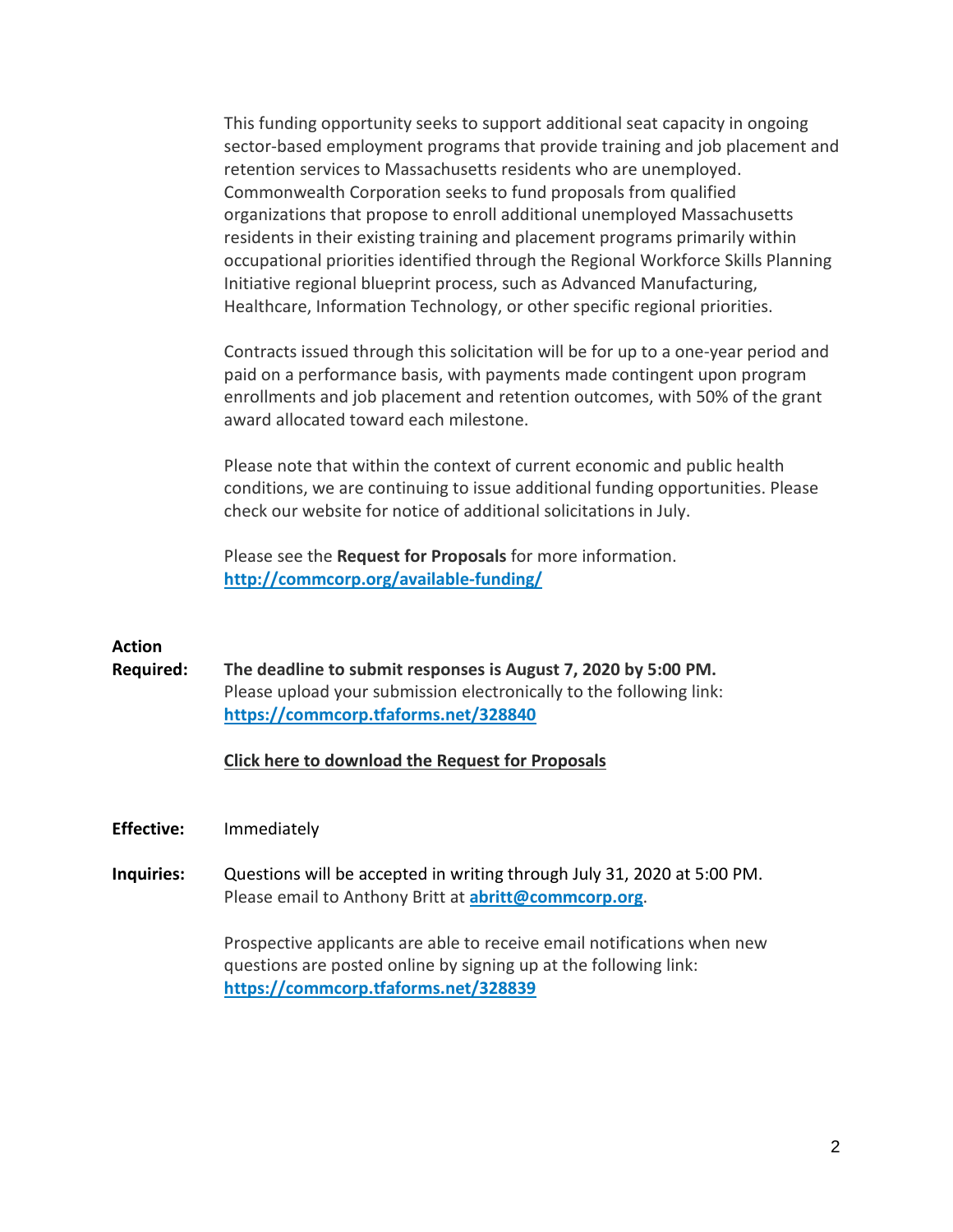This funding opportunity seeks to support additional seat capacity in ongoing sector-based employment programs that provide training and job placement and retention services to Massachusetts residents who are unemployed. Commonwealth Corporation seeks to fund proposals from qualified organizations that propose to enroll additional unemployed Massachusetts residents in their existing training and placement programs primarily within occupational priorities identified through the Regional Workforce Skills Planning Initiative regional blueprint process, such as Advanced Manufacturing, Healthcare, Information Technology, or other specific regional priorities.

Contracts issued through this solicitation will be for up to a one-year period and paid on a performance basis, with payments made contingent upon program enrollments and job placement and retention outcomes, with 50% of the grant award allocated toward each milestone.

Please note that within the context of current economic and public health conditions, we are continuing to issue additional funding opportunities. Please check our website for notice of additional solicitations in July.

Please see the **Request for Proposals** for more information.
**http://commcorp.org/available-funding/**

**Action Required:** **The deadline to submit responses is August 7, 2020 by 5:00 PM.** Please upload your submission electronically to the following link: **https://commcorp.tfaforms.net/328840**

**Click here to download the Request for Proposals**

**Effective:** Immediately

**Inquiries:** Questions will be accepted in writing through July 31, 2020 at 5:00 PM. Please email to Anthony Britt at **abritt@commcorp.org**.

Prospective applicants are able to receive email notifications when new questions are posted online by signing up at the following link: **https://commcorp.tfaforms.net/328839**